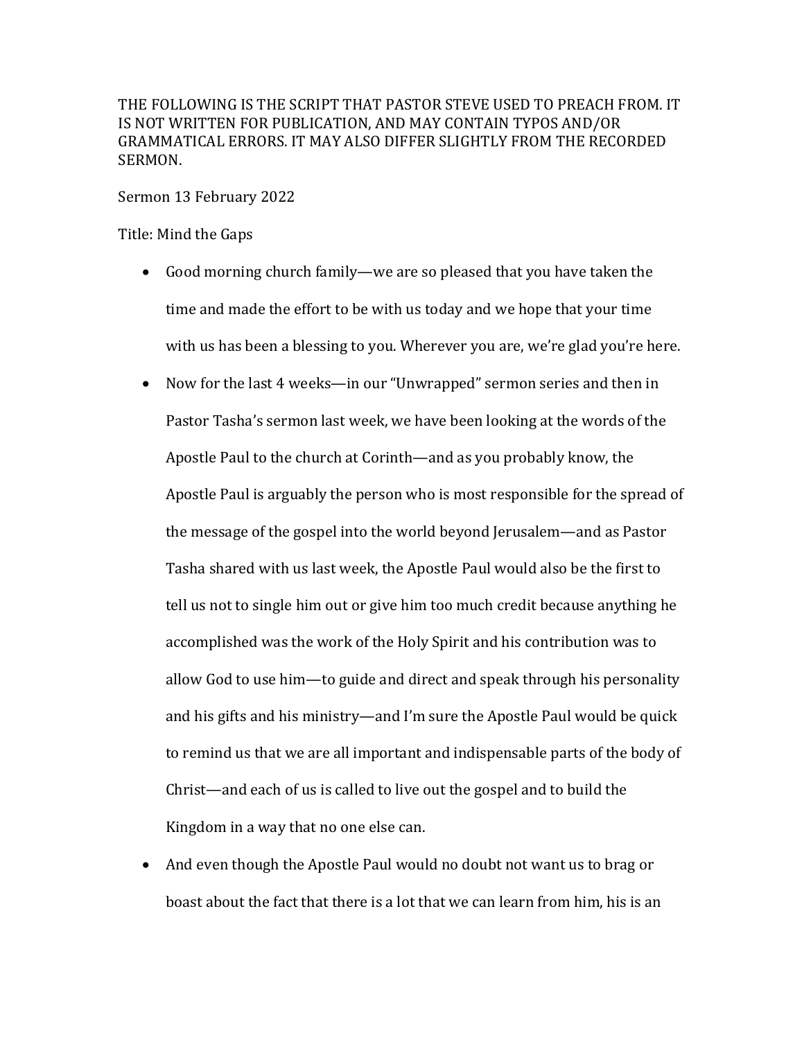THE FOLLOWING IS THE SCRIPT THAT PASTOR STEVE USED TO PREACH FROM. IT IS NOT WRITTEN FOR PUBLICATION, AND MAY CONTAIN TYPOS AND/OR GRAMMATICAL ERRORS. IT MAY ALSO DIFFER SLIGHTLY FROM THE RECORDED SERMON.

Sermon 13 February 2022

Title: Mind the Gaps

- Good morning church family—we are so pleased that you have taken the time and made the effort to be with us today and we hope that your time with us has been a blessing to you. Wherever you are, we're glad you're here.
- Now for the last 4 weeks—in our "Unwrapped" sermon series and then in Pastor Tasha's sermon last week, we have been looking at the words of the Apostle Paul to the church at Corinth—and as you probably know, the Apostle Paul is arguably the person who is most responsible for the spread of the message of the gospel into the world beyond Jerusalem—and as Pastor Tasha shared with us last week, the Apostle Paul would also be the first to tell us not to single him out or give him too much credit because anything he accomplished was the work of the Holy Spirit and his contribution was to allow God to use him—to guide and direct and speak through his personality and his gifts and his ministry—and I'm sure the Apostle Paul would be quick to remind us that we are all important and indispensable parts of the body of Christ—and each of us is called to live out the gospel and to build the Kingdom in a way that no one else can.
- And even though the Apostle Paul would no doubt not want us to brag or boast about the fact that there is a lot that we can learn from him, his is an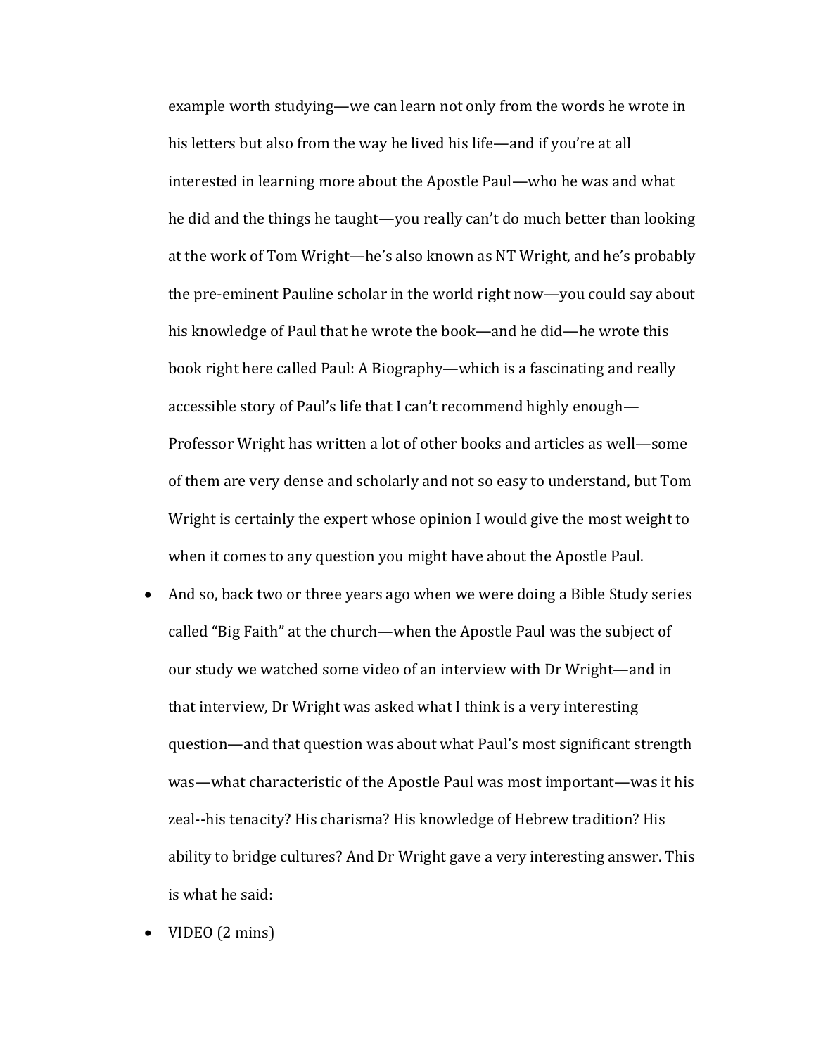example worth studying—we can learn not only from the words he wrote in his letters but also from the way he lived his life—and if you're at all interested in learning more about the Apostle Paul—who he was and what he did and the things he taught—you really can't do much better than looking at the work of Tom Wright—he's also known as NT Wright, and he's probably the pre-eminent Pauline scholar in the world right now—you could say about his knowledge of Paul that he wrote the book—and he did—he wrote this book right here called Paul: A Biography—which is a fascinating and really accessible story of Paul's life that I can't recommend highly enough—Professor Wright has written a lot of other books and articles as well—some of them are very dense and scholarly and not so easy to understand, but Tom Wright is certainly the expert whose opinion I would give the most weight to when it comes to any question you might have about the Apostle Paul.

- And so, back two or three years ago when we were doing a Bible Study series called "Big Faith" at the church—when the Apostle Paul was the subject of our study we watched some video of an interview with Dr Wright—and in that interview, Dr Wright was asked what I think is a very interesting question—and that question was about what Paul's most significant strength was—what characteristic of the Apostle Paul was most important—was it his zeal--his tenacity? His charisma? His knowledge of Hebrew tradition? His ability to bridge cultures? And Dr Wright gave a very interesting answer. This is what he said:
- VIDEO (2 mins)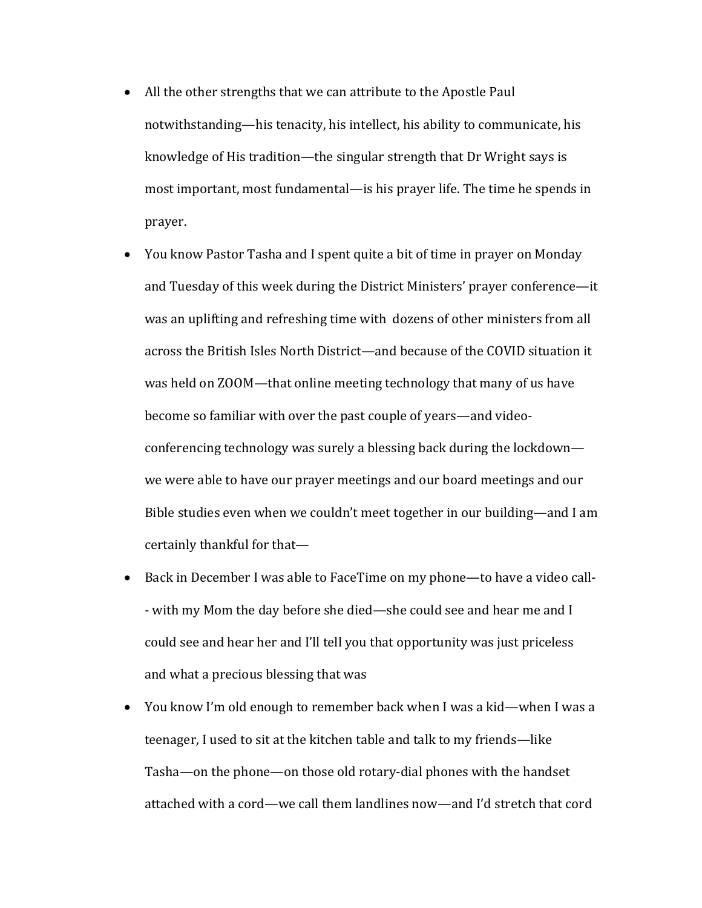- All the other strengths that we can attribute to the Apostle Paul notwithstanding—his tenacity, his intellect, his ability to communicate, his knowledge of His tradition—the singular strength that Dr Wright says is most important, most fundamental—is his prayer life. The time he spends in prayer.
- You know Pastor Tasha and I spent quite a bit of time in prayer on Monday and Tuesday of this week during the District Ministers' prayer conference—it was an uplifting and refreshing time with dozens of other ministers from all across the British Isles North District—and because of the COVID situation it was held on ZOOM—that online meeting technology that many of us have become so familiar with over the past couple of years—and video-conferencing technology was surely a blessing back during the lockdown—we were able to have our prayer meetings and our board meetings and our Bible studies even when we couldn't meet together in our building—and I am certainly thankful for that—
- Back in December I was able to FaceTime on my phone—to have a video call--with my Mom the day before she died—she could see and hear me and I could see and hear her and I'll tell you that opportunity was just priceless and what a precious blessing that was
- You know I'm old enough to remember back when I was a kid—when I was a teenager, I used to sit at the kitchen table and talk to my friends—like Tasha—on the phone—on those old rotary-dial phones with the handset attached with a cord—we call them landlines now—and I'd stretch that cord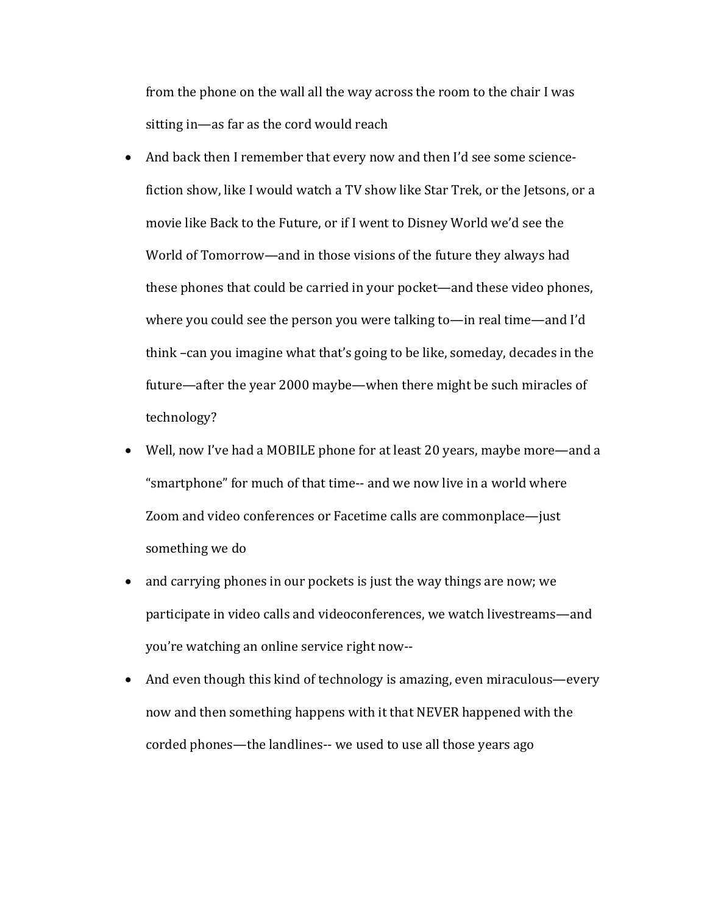from the phone on the wall all the way across the room to the chair I was sitting in—as far as the cord would reach

- And back then I remember that every now and then I'd see some science-fiction show, like I would watch a TV show like Star Trek, or the Jetsons, or a movie like Back to the Future, or if I went to Disney World we'd see the World of Tomorrow—and in those visions of the future they always had these phones that could be carried in your pocket—and these video phones, where you could see the person you were talking to—in real time—and I'd think –can you imagine what that's going to be like, someday, decades in the future—after the year 2000 maybe—when there might be such miracles of technology?
- Well, now I've had a MOBILE phone for at least 20 years, maybe more—and a "smartphone" for much of that time-- and we now live in a world where Zoom and video conferences or Facetime calls are commonplace—just something we do
- and carrying phones in our pockets is just the way things are now; we participate in video calls and videoconferences, we watch livestreams—and you're watching an online service right now--
- And even though this kind of technology is amazing, even miraculous—every now and then something happens with it that NEVER happened with the corded phones—the landlines-- we used to use all those years ago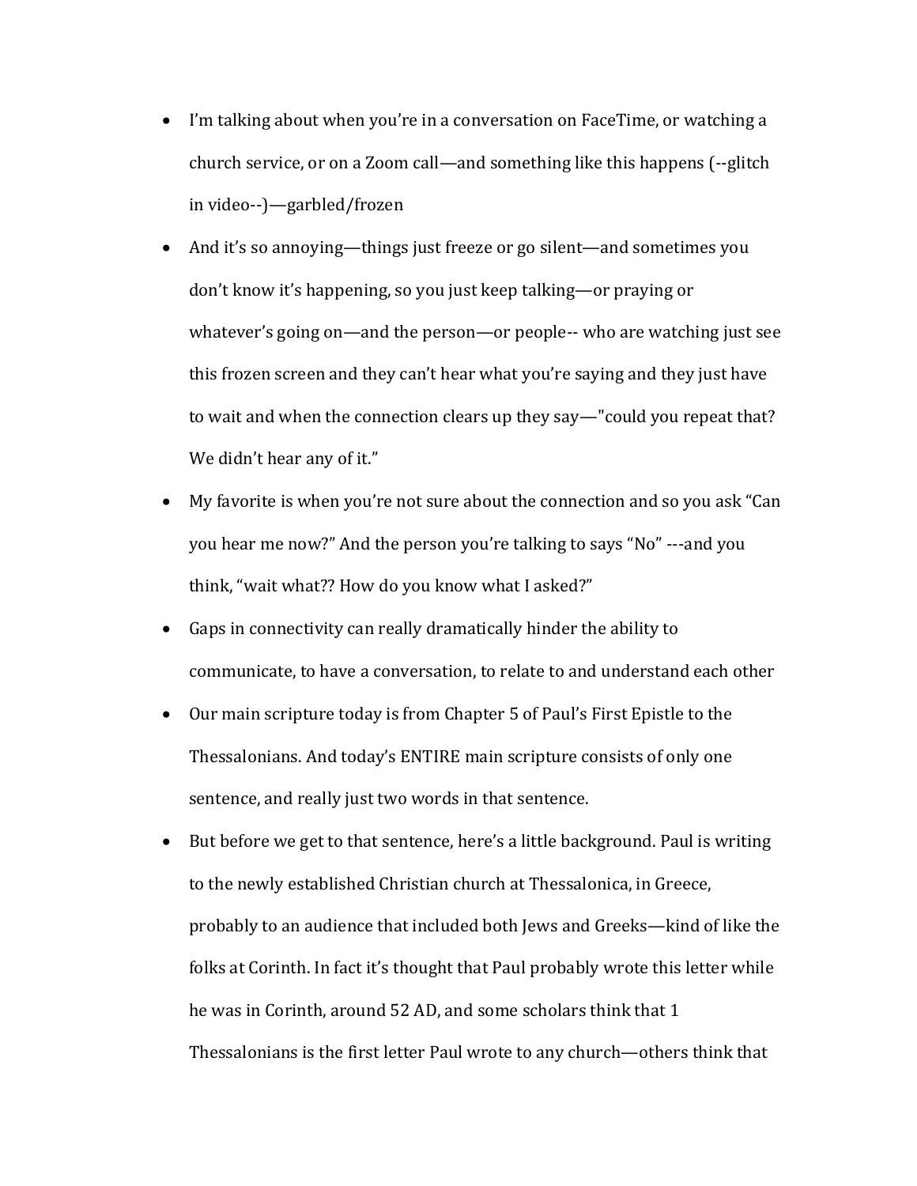- I'm talking about when you're in a conversation on FaceTime, or watching a church service, or on a Zoom call—and something like this happens (--glitch in video--)—garbled/frozen
- And it's so annoying—things just freeze or go silent—and sometimes you don't know it's happening, so you just keep talking—or praying or whatever's going on—and the person—or people-- who are watching just see this frozen screen and they can't hear what you're saying and they just have to wait and when the connection clears up they say—"could you repeat that? We didn't hear any of it."
- My favorite is when you're not sure about the connection and so you ask "Can you hear me now?" And the person you're talking to says "No" ---and you think, "wait what?? How do you know what I asked?"
- Gaps in connectivity can really dramatically hinder the ability to communicate, to have a conversation, to relate to and understand each other
- Our main scripture today is from Chapter 5 of Paul's First Epistle to the Thessalonians. And today's ENTIRE main scripture consists of only one sentence, and really just two words in that sentence.
- But before we get to that sentence, here's a little background. Paul is writing to the newly established Christian church at Thessalonica, in Greece, probably to an audience that included both Jews and Greeks—kind of like the folks at Corinth. In fact it's thought that Paul probably wrote this letter while he was in Corinth, around 52 AD, and some scholars think that 1 Thessalonians is the first letter Paul wrote to any church—others think that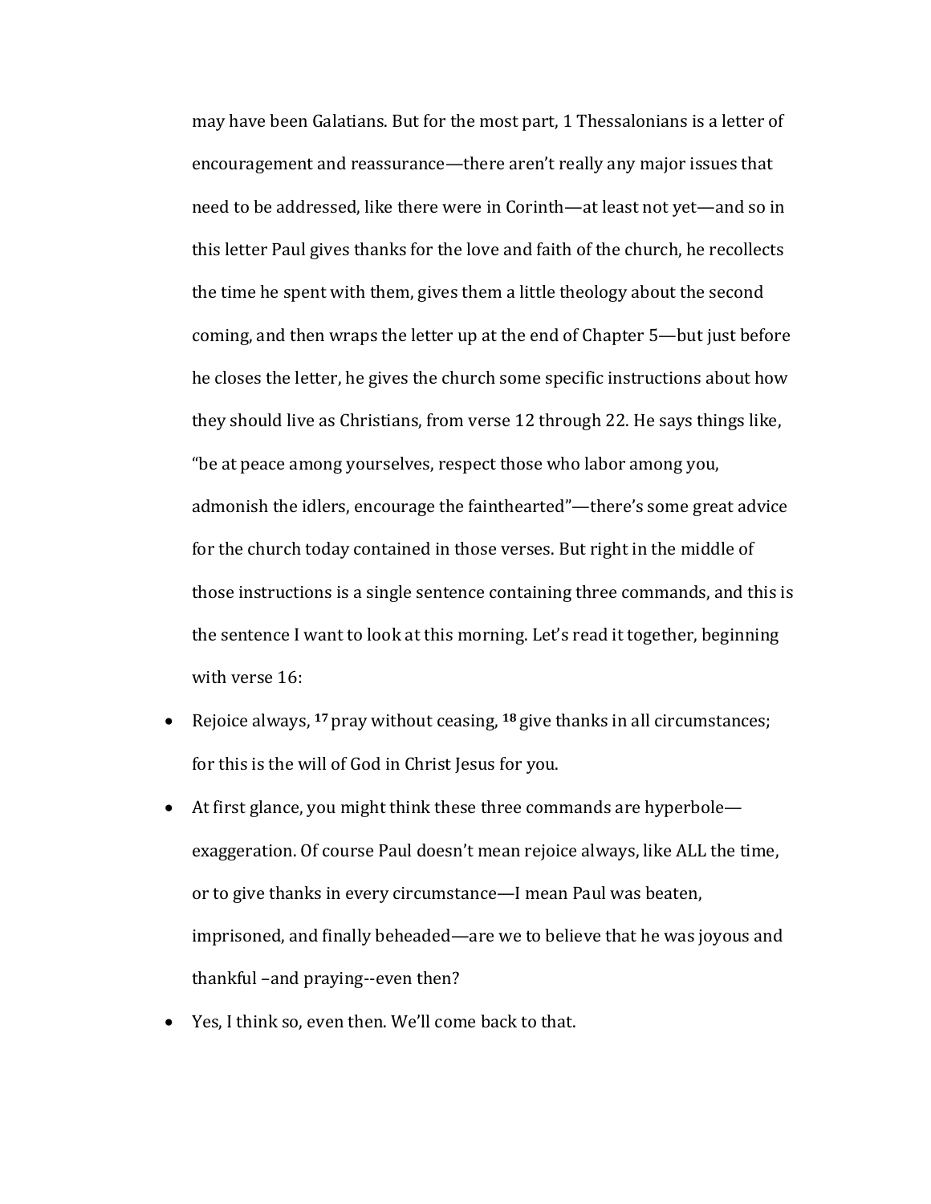may have been Galatians. But for the most part, 1 Thessalonians is a letter of encouragement and reassurance—there aren't really any major issues that need to be addressed, like there were in Corinth—at least not yet—and so in this letter Paul gives thanks for the love and faith of the church, he recollects the time he spent with them, gives them a little theology about the second coming, and then wraps the letter up at the end of Chapter 5—but just before he closes the letter, he gives the church some specific instructions about how they should live as Christians, from verse 12 through 22. He says things like, "be at peace among yourselves, respect those who labor among you, admonish the idlers, encourage the fainthearted"—there's some great advice for the church today contained in those verses. But right in the middle of those instructions is a single sentence containing three commands, and this is the sentence I want to look at this morning. Let's read it together, beginning with verse 16:

- Rejoice always, **17** pray without ceasing, **18** give thanks in all circumstances; for this is the will of God in Christ Jesus for you.
- At first glance, you might think these three commands are hyperbole—exaggeration. Of course Paul doesn't mean rejoice always, like ALL the time, or to give thanks in every circumstance—I mean Paul was beaten, imprisoned, and finally beheaded—are we to believe that he was joyous and thankful –and praying--even then?
- Yes, I think so, even then. We'll come back to that.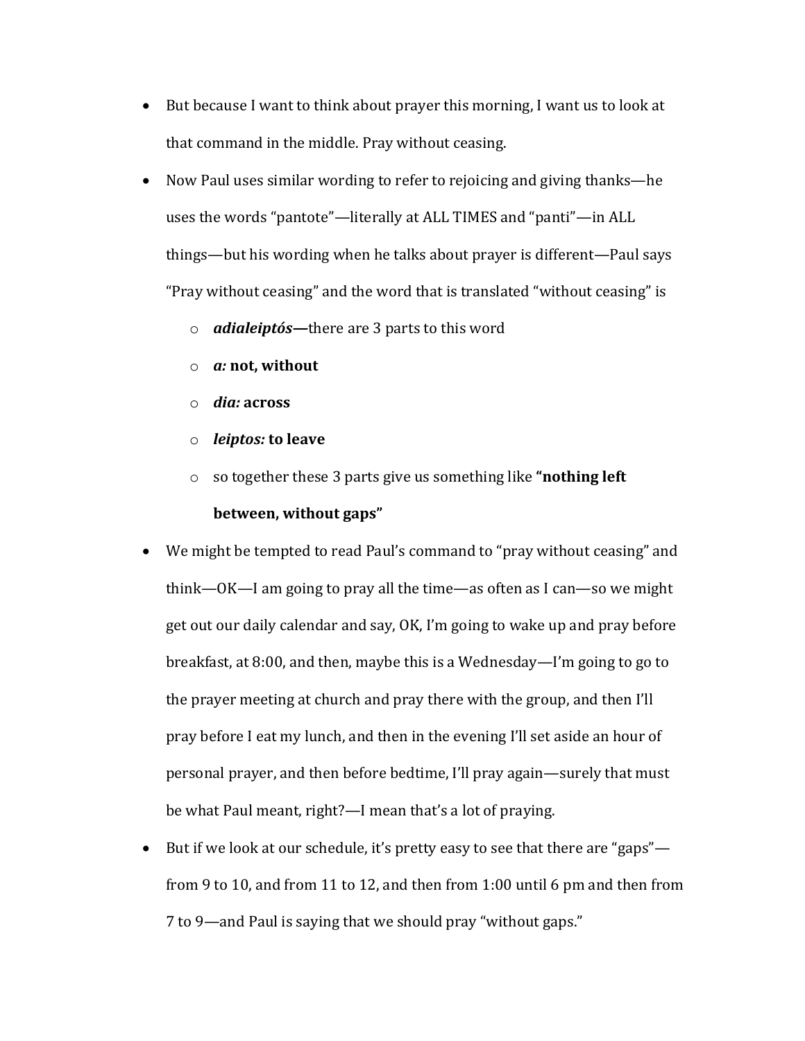- But because I want to think about prayer this morning, I want us to look at that command in the middle. Pray without ceasing.
- Now Paul uses similar wording to refer to rejoicing and giving thanks—he uses the words "pantote"—literally at ALL TIMES and "panti"—in ALL things—but his wording when he talks about prayer is different—Paul says "Pray without ceasing" and the word that is translated "without ceasing" is
  - ***adialeiptós—***there are 3 parts to this word
  - ***a:* not, without**
  - ***dia:* across**
  - ***leiptos:* to leave**
  - so together these 3 parts give us something like **"nothing left between, without gaps"**
- We might be tempted to read Paul's command to "pray without ceasing" and think—OK—I am going to pray all the time—as often as I can—so we might get out our daily calendar and say, OK, I'm going to wake up and pray before breakfast, at 8:00, and then, maybe this is a Wednesday—I'm going to go to the prayer meeting at church and pray there with the group, and then I'll pray before I eat my lunch, and then in the evening I'll set aside an hour of personal prayer, and then before bedtime, I'll pray again—surely that must be what Paul meant, right?—I mean that's a lot of praying.
- But if we look at our schedule, it's pretty easy to see that there are "gaps"—from 9 to 10, and from 11 to 12, and then from 1:00 until 6 pm and then from 7 to 9—and Paul is saying that we should pray "without gaps."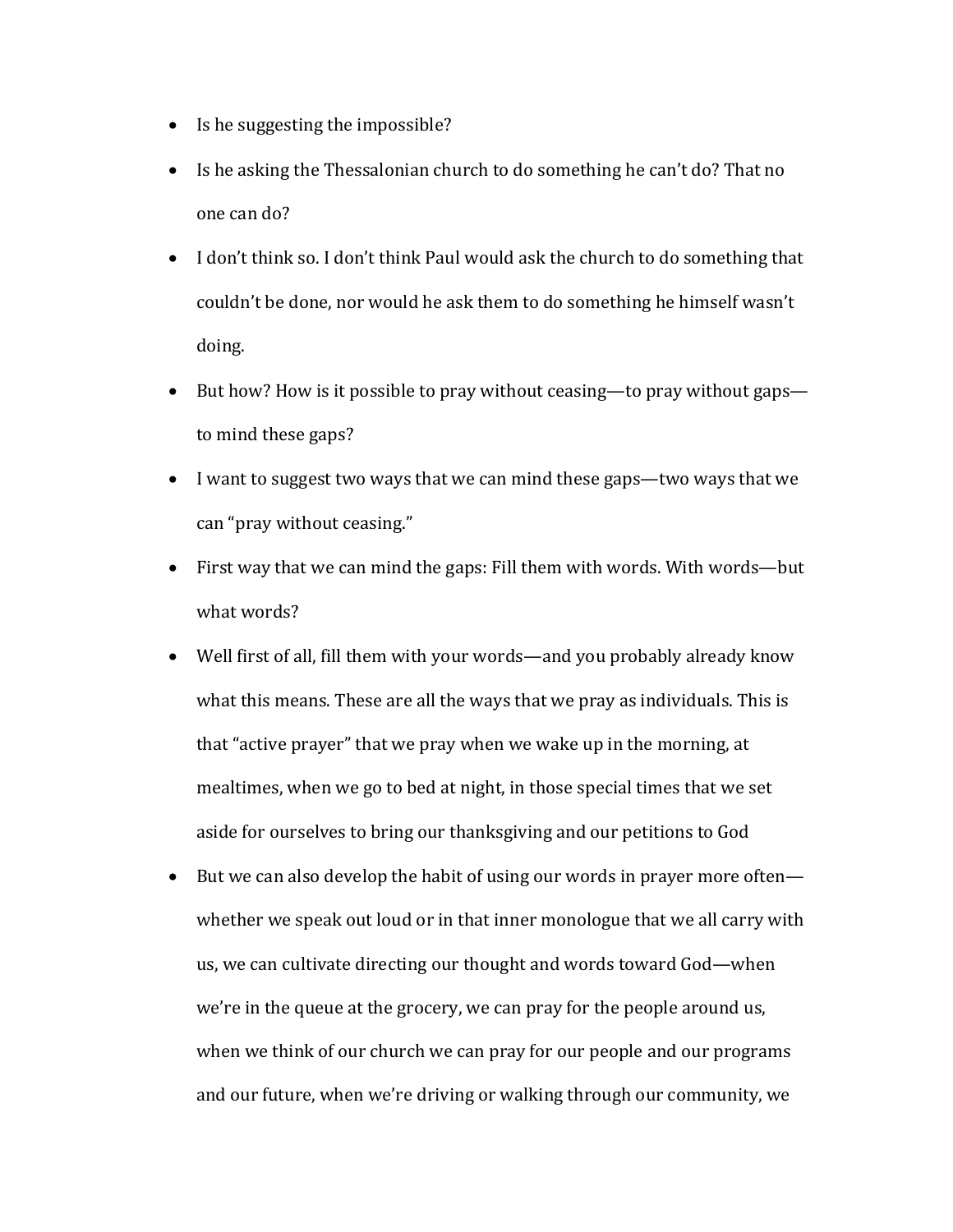- Is he suggesting the impossible?
- Is he asking the Thessalonian church to do something he can't do? That no one can do?
- I don't think so. I don't think Paul would ask the church to do something that couldn't be done, nor would he ask them to do something he himself wasn't doing.
- But how? How is it possible to pray without ceasing—to pray without gaps—to mind these gaps?
- I want to suggest two ways that we can mind these gaps—two ways that we can "pray without ceasing."
- First way that we can mind the gaps: Fill them with words. With words—but what words?
- Well first of all, fill them with your words—and you probably already know what this means. These are all the ways that we pray as individuals. This is that "active prayer" that we pray when we wake up in the morning, at mealtimes, when we go to bed at night, in those special times that we set aside for ourselves to bring our thanksgiving and our petitions to God
- But we can also develop the habit of using our words in prayer more often—whether we speak out loud or in that inner monologue that we all carry with us, we can cultivate directing our thought and words toward God—when we're in the queue at the grocery, we can pray for the people around us, when we think of our church we can pray for our people and our programs and our future, when we're driving or walking through our community, we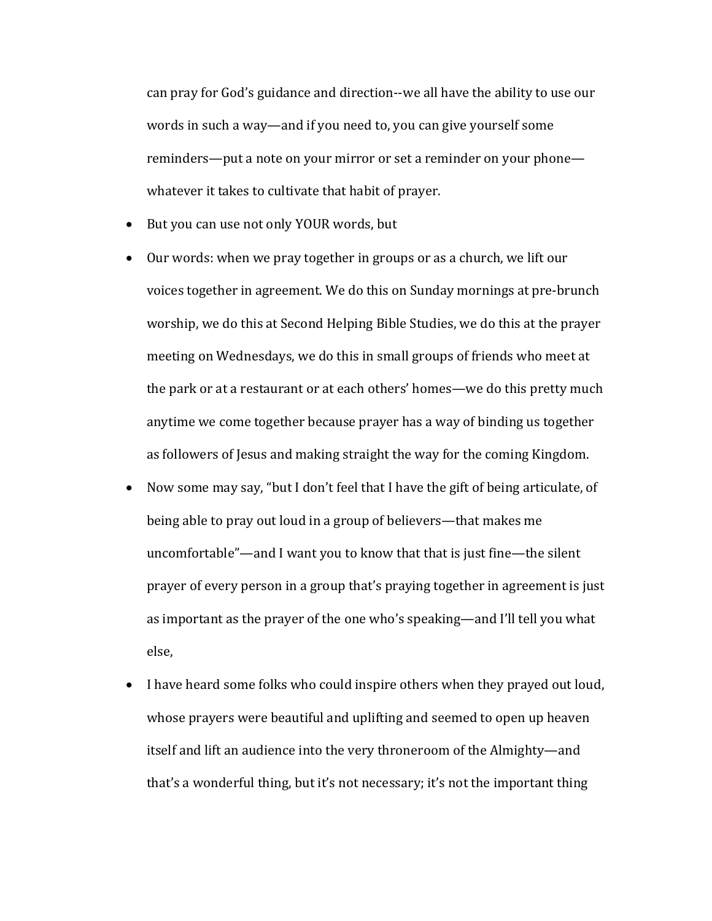can pray for God's guidance and direction--we all have the ability to use our words in such a way—and if you need to, you can give yourself some reminders—put a note on your mirror or set a reminder on your phone—whatever it takes to cultivate that habit of prayer.

- But you can use not only YOUR words, but
- Our words: when we pray together in groups or as a church, we lift our voices together in agreement. We do this on Sunday mornings at pre-brunch worship, we do this at Second Helping Bible Studies, we do this at the prayer meeting on Wednesdays, we do this in small groups of friends who meet at the park or at a restaurant or at each others' homes—we do this pretty much anytime we come together because prayer has a way of binding us together as followers of Jesus and making straight the way for the coming Kingdom.
- Now some may say, "but I don't feel that I have the gift of being articulate, of being able to pray out loud in a group of believers—that makes me uncomfortable"—and I want you to know that that is just fine—the silent prayer of every person in a group that's praying together in agreement is just as important as the prayer of the one who's speaking—and I'll tell you what else,
- I have heard some folks who could inspire others when they prayed out loud, whose prayers were beautiful and uplifting and seemed to open up heaven itself and lift an audience into the very throneroom of the Almighty—and that's a wonderful thing, but it's not necessary; it's not the important thing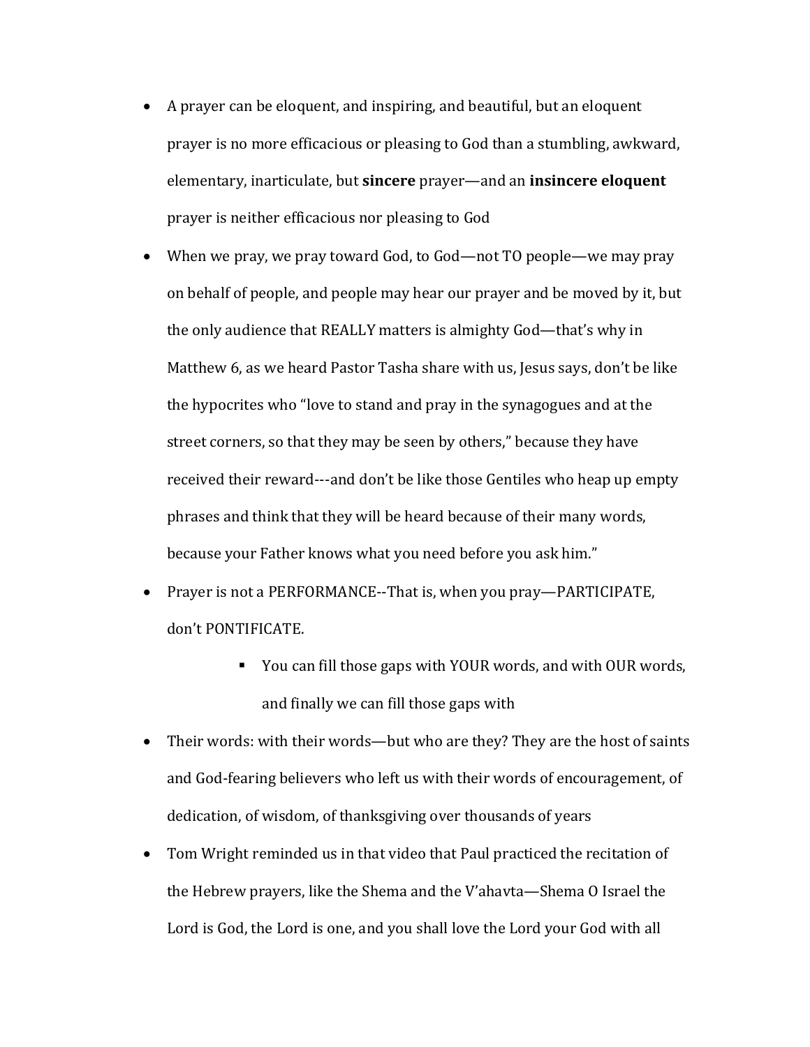- A prayer can be eloquent, and inspiring, and beautiful, but an eloquent prayer is no more efficacious or pleasing to God than a stumbling, awkward, elementary, inarticulate, but **sincere** prayer—and an **insincere eloquent** prayer is neither efficacious nor pleasing to God
- When we pray, we pray toward God, to God—not TO people—we may pray on behalf of people, and people may hear our prayer and be moved by it, but the only audience that REALLY matters is almighty God—that's why in Matthew 6, as we heard Pastor Tasha share with us, Jesus says, don't be like the hypocrites who "love to stand and pray in the synagogues and at the street corners, so that they may be seen by others," because they have received their reward---and don't be like those Gentiles who heap up empty phrases and think that they will be heard because of their many words, because your Father knows what you need before you ask him."
- Prayer is not a PERFORMANCE--That is, when you pray—PARTICIPATE, don't PONTIFICATE.
    - You can fill those gaps with YOUR words, and with OUR words, and finally we can fill those gaps with
- Their words: with their words—but who are they? They are the host of saints and God-fearing believers who left us with their words of encouragement, of dedication, of wisdom, of thanksgiving over thousands of years
- Tom Wright reminded us in that video that Paul practiced the recitation of the Hebrew prayers, like the Shema and the V'ahavta—Shema O Israel the Lord is God, the Lord is one, and you shall love the Lord your God with all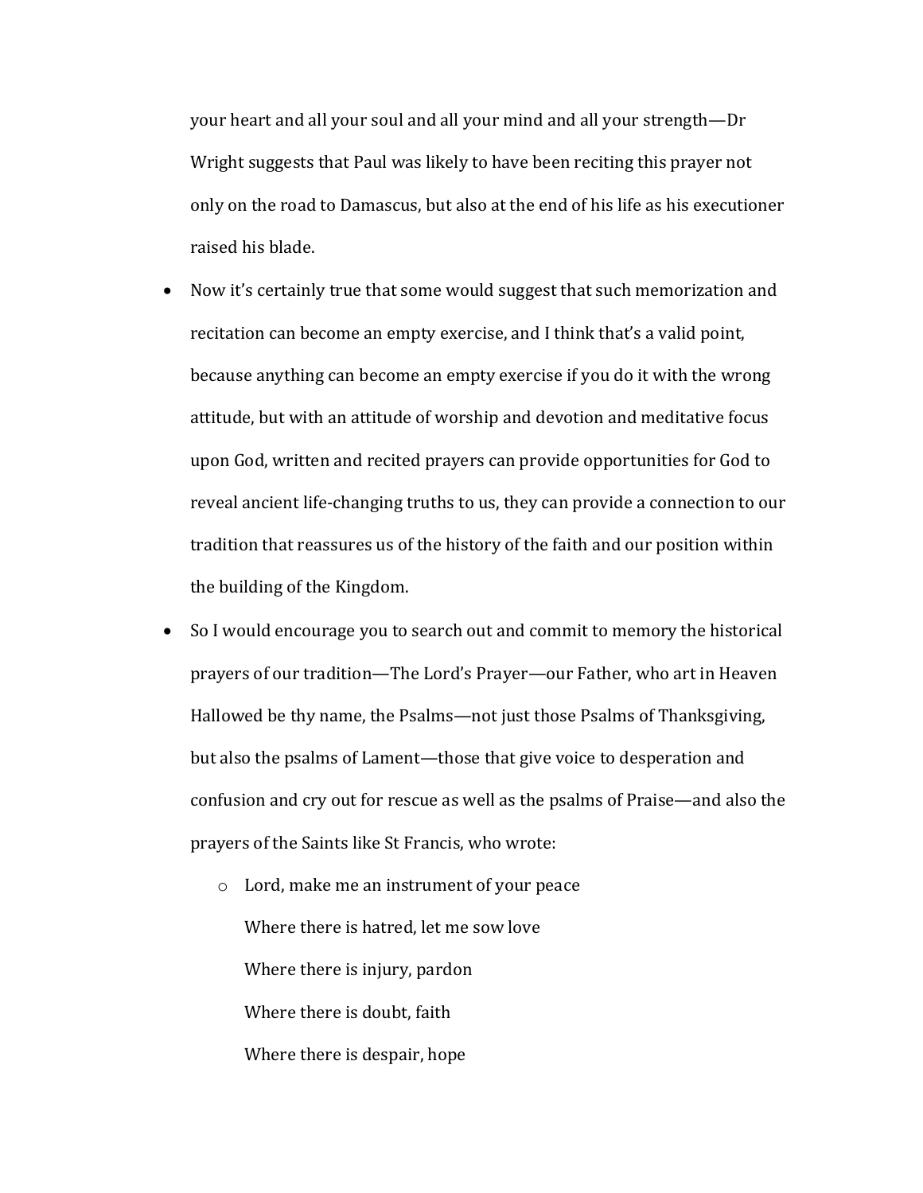your heart and all your soul and all your mind and all your strength—Dr Wright suggests that Paul was likely to have been reciting this prayer not only on the road to Damascus, but also at the end of his life as his executioner raised his blade.

- Now it's certainly true that some would suggest that such memorization and recitation can become an empty exercise, and I think that's a valid point, because anything can become an empty exercise if you do it with the wrong attitude, but with an attitude of worship and devotion and meditative focus upon God, written and recited prayers can provide opportunities for God to reveal ancient life-changing truths to us, they can provide a connection to our tradition that reassures us of the history of the faith and our position within the building of the Kingdom.
- So I would encourage you to search out and commit to memory the historical prayers of our tradition—The Lord's Prayer—our Father, who art in Heaven Hallowed be thy name, the Psalms—not just those Psalms of Thanksgiving, but also the psalms of Lament—those that give voice to desperation and confusion and cry out for rescue as well as the psalms of Praise—and also the prayers of the Saints like St Francis, who wrote:
    - Lord, make me an instrument of your peace
      Where there is hatred, let me sow love
      Where there is injury, pardon
      Where there is doubt, faith
      Where there is despair, hope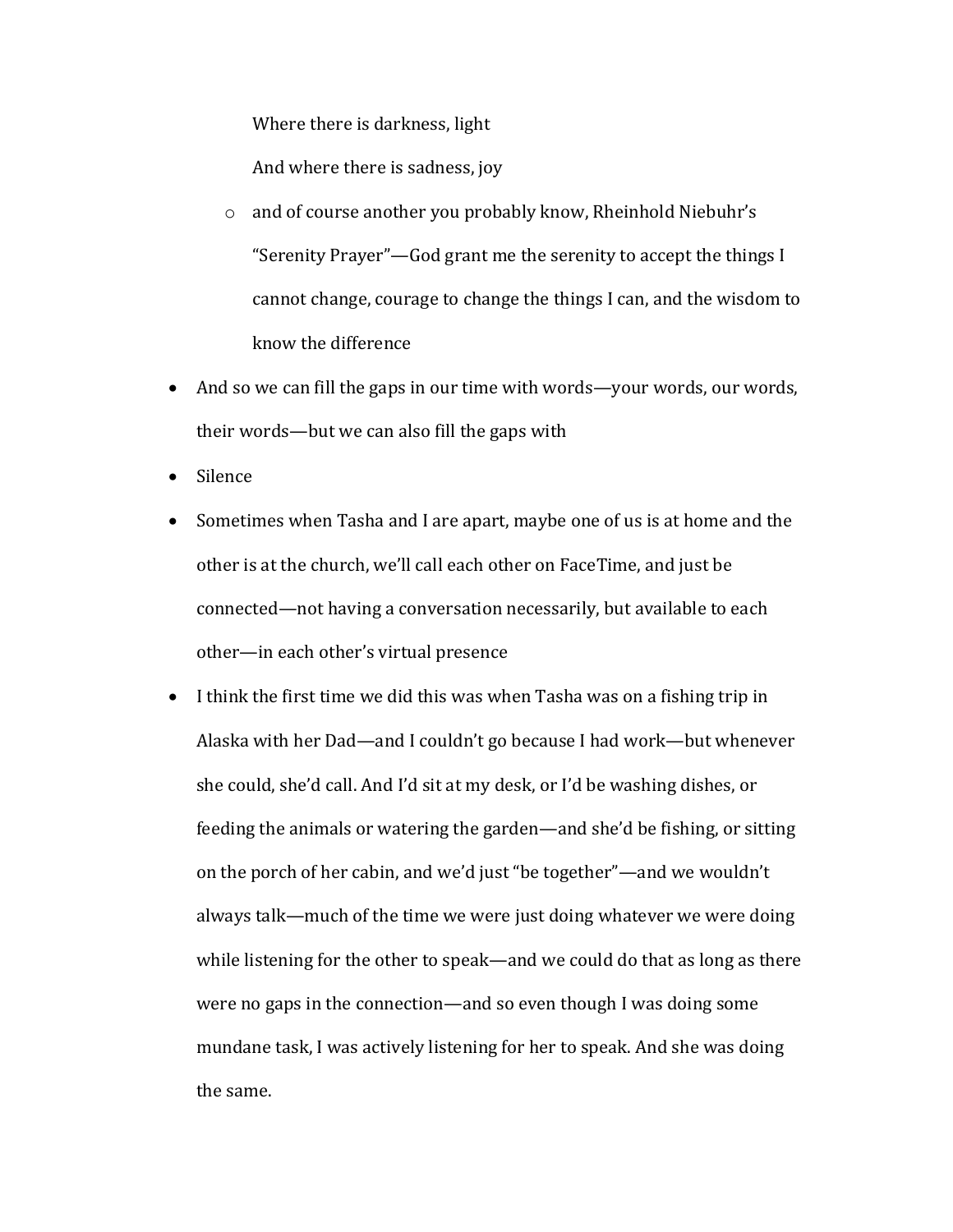Where there is darkness, light

    And where there is sadness, joy

  - and of course another you probably know, Rheinhold Niebuhr's "Serenity Prayer"—God grant me the serenity to accept the things I cannot change, courage to change the things I can, and the wisdom to know the difference

- And so we can fill the gaps in our time with words—your words, our words, their words—but we can also fill the gaps with
- Silence
- Sometimes when Tasha and I are apart, maybe one of us is at home and the other is at the church, we'll call each other on FaceTime, and just be connected—not having a conversation necessarily, but available to each other—in each other's virtual presence
- I think the first time we did this was when Tasha was on a fishing trip in Alaska with her Dad—and I couldn't go because I had work—but whenever she could, she'd call. And I'd sit at my desk, or I'd be washing dishes, or feeding the animals or watering the garden—and she'd be fishing, or sitting on the porch of her cabin, and we'd just "be together"—and we wouldn't always talk—much of the time we were just doing whatever we were doing while listening for the other to speak—and we could do that as long as there were no gaps in the connection—and so even though I was doing some mundane task, I was actively listening for her to speak. And she was doing the same.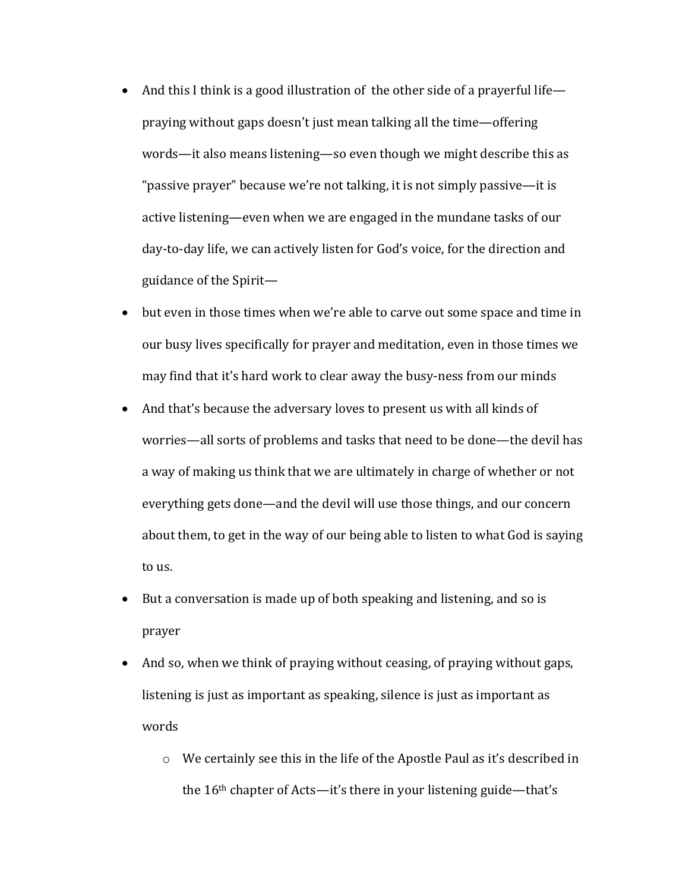- And this I think is a good illustration of the other side of a prayerful life—praying without gaps doesn't just mean talking all the time—offering words—it also means listening—so even though we might describe this as "passive prayer" because we're not talking, it is not simply passive—it is active listening—even when we are engaged in the mundane tasks of our day-to-day life, we can actively listen for God's voice, for the direction and guidance of the Spirit—
- but even in those times when we're able to carve out some space and time in our busy lives specifically for prayer and meditation, even in those times we may find that it's hard work to clear away the busy-ness from our minds
- And that's because the adversary loves to present us with all kinds of worries—all sorts of problems and tasks that need to be done—the devil has a way of making us think that we are ultimately in charge of whether or not everything gets done—and the devil will use those things, and our concern about them, to get in the way of our being able to listen to what God is saying to us.
- But a conversation is made up of both speaking and listening, and so is prayer
- And so, when we think of praying without ceasing, of praying without gaps, listening is just as important as speaking, silence is just as important as words
  - We certainly see this in the life of the Apostle Paul as it's described in the 16th chapter of Acts—it's there in your listening guide—that's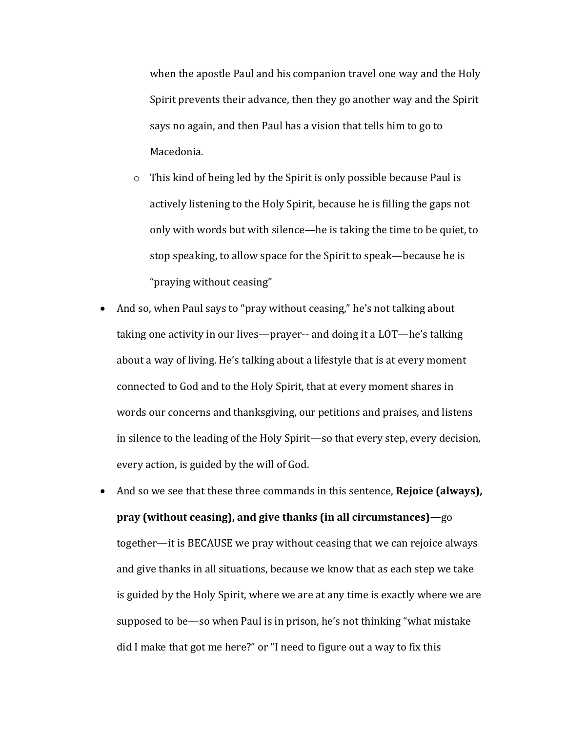when the apostle Paul and his companion travel one way and the Holy Spirit prevents their advance, then they go another way and the Spirit says no again, and then Paul has a vision that tells him to go to Macedonia.

- This kind of being led by the Spirit is only possible because Paul is actively listening to the Holy Spirit, because he is filling the gaps not only with words but with silence—he is taking the time to be quiet, to stop speaking, to allow space for the Spirit to speak—because he is "praying without ceasing"

- And so, when Paul says to "pray without ceasing," he's not talking about taking one activity in our lives—prayer-- and doing it a LOT—he's talking about a way of living. He's talking about a lifestyle that is at every moment connected to God and to the Holy Spirit, that at every moment shares in words our concerns and thanksgiving, our petitions and praises, and listens in silence to the leading of the Holy Spirit—so that every step, every decision, every action, is guided by the will of God.
- And so we see that these three commands in this sentence, **Rejoice (always), pray (without ceasing), and give thanks (in all circumstances)—**go together—it is BECAUSE we pray without ceasing that we can rejoice always and give thanks in all situations, because we know that as each step we take is guided by the Holy Spirit, where we are at any time is exactly where we are supposed to be—so when Paul is in prison, he's not thinking "what mistake did I make that got me here?" or "I need to figure out a way to fix this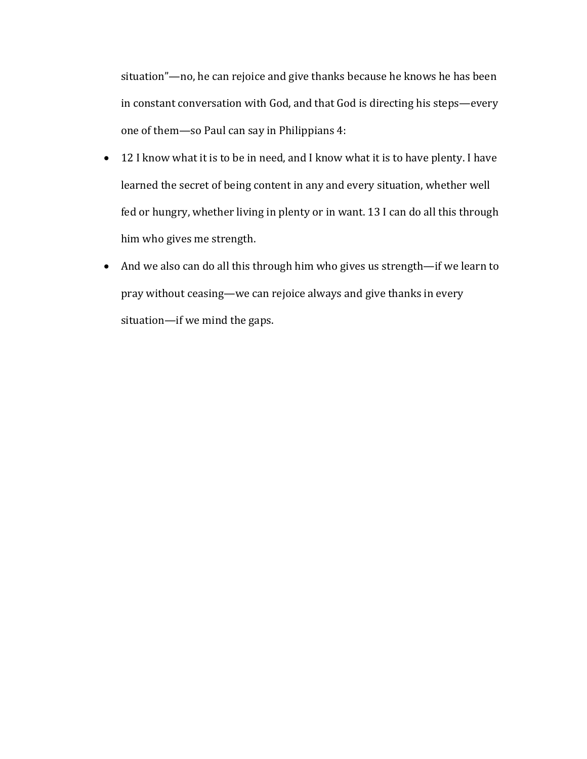situation"—no, he can rejoice and give thanks because he knows he has been in constant conversation with God, and that God is directing his steps—every one of them—so Paul can say in Philippians 4:

- 12 I know what it is to be in need, and I know what it is to have plenty. I have learned the secret of being content in any and every situation, whether well fed or hungry, whether living in plenty or in want. 13 I can do all this through him who gives me strength.
- And we also can do all this through him who gives us strength—if we learn to pray without ceasing—we can rejoice always and give thanks in every situation—if we mind the gaps.